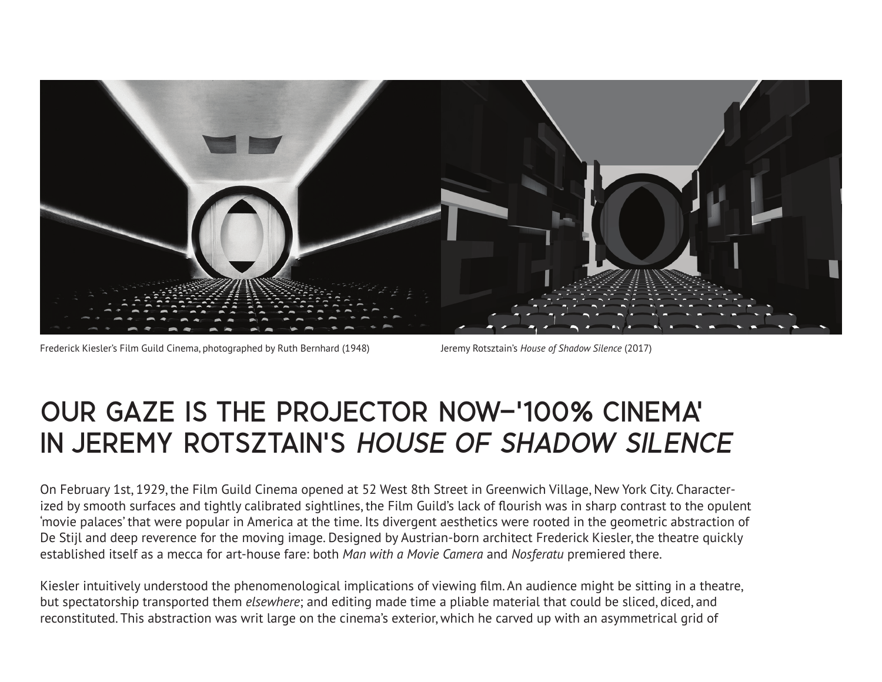Frederick Kiesler's Film Guild Cinema, photographed by Ruth Bernhard (1948)

Jeremy Rotsztain's *House of Shadow Silence* (2017)

# OUR GAZE IS THE PROJECTOR NOW—'100% CINEMA' IN JEREMY ROTSZTAIN'S *HOUSE OF SHADOW SILENCE*

On February 1st, 1929, the Film Guild Cinema opened at 52 West 8th Street in Greenwich Village, New York City. Characterized by smooth surfaces and tightly calibrated sightlines, the Film Guild's lack of flourish was in sharp contrast to the opulent 'movie palaces' that were popular in America at the time. Its divergent aesthetics were rooted in the geometric abstraction of De Stijl and deep reverence for the moving image. Designed by Austrian-born architect Frederick Kiesler, the theatre quickly established itself as a mecca for art-house fare: both *Man with a Movie Camera* and *Nosferatu* premiered there.

Kiesler intuitively understood the phenomenological implications of viewing film. An audience might be sitting in a theatre, but spectatorship transported them *elsewhere*; and editing made time a pliable material that could be sliced, diced, and reconstituted. This abstraction was writ large on the cinema's exterior, which he carved up with an asymmetrical grid of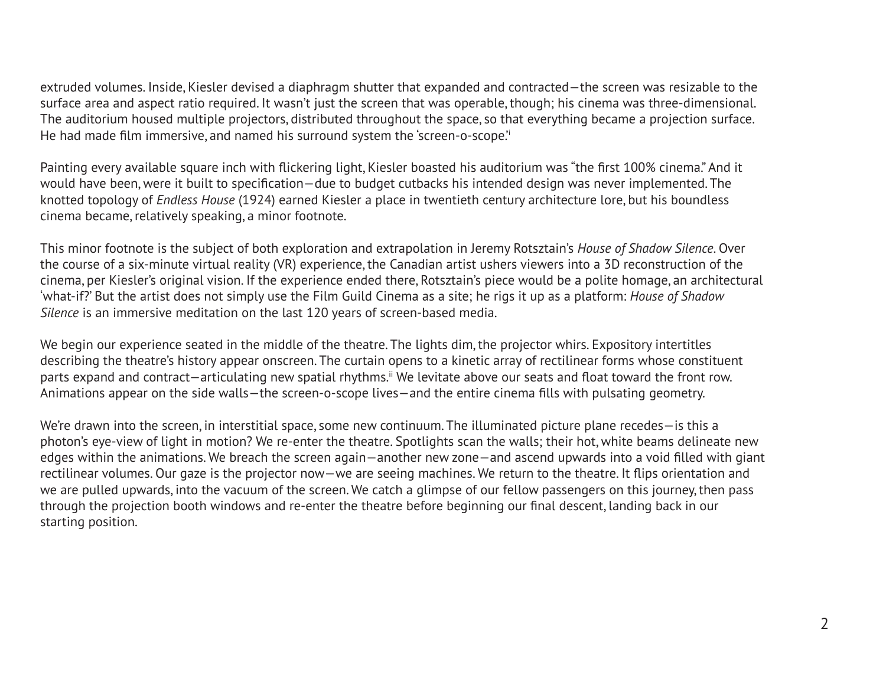extruded volumes. Inside, Kiesler devised a diaphragm shutter that expanded and contracted—the screen was resizable to the surface area and aspect ratio required. It wasn't just the screen that was operable, though; his cinema was three-dimensional. The auditorium housed multiple projectors, distributed throughout the space, so that everything became a projection surface. He had made film immersive, and named his surround system the 'screen-o-scope.'[i]

Painting every available square inch with flickering light, Kiesler boasted his auditorium was "the first 100% cinema." And it would have been, were it built to specification—due to budget cutbacks his intended design was never implemented. The knotted topology of *Endless House* (1924) earned Kiesler a place in twentieth century architecture lore, but his boundless cinema became, relatively speaking, a minor footnote.

This minor footnote is the subject of both exploration and extrapolation in Jeremy Rotsztain's *House of Shadow Silence*. Over the course of a six-minute virtual reality (VR) experience, the Canadian artist ushers viewers into a 3D reconstruction of the cinema, per Kiesler's original vision. If the experience ended there, Rotsztain's piece would be a polite homage, an architectural 'what-if?' But the artist does not simply use the Film Guild Cinema as a site; he rigs it up as a platform: *House of Shadow Silence* is an immersive meditation on the last 120 years of screen-based media.

We begin our experience seated in the middle of the theatre. The lights dim, the projector whirs. Expository intertitles describing the theatre's history appear onscreen. The curtain opens to a kinetic array of rectilinear forms whose constituent parts expand and contract—articulating new spatial rhythms.[ii] We levitate above our seats and float toward the front row. Animations appear on the side walls—the screen-o-scope lives—and the entire cinema fills with pulsating geometry.

We're drawn into the screen, in interstitial space, some new continuum. The illuminated picture plane recedes—is this a photon's eye-view of light in motion? We re-enter the theatre. Spotlights scan the walls; their hot, white beams delineate new edges within the animations. We breach the screen again—another new zone—and ascend upwards into a void filled with giant rectilinear volumes. Our gaze is the projector now—we are seeing machines. We return to the theatre. It flips orientation and we are pulled upwards, into the vacuum of the screen. We catch a glimpse of our fellow passengers on this journey, then pass through the projection booth windows and re-enter the theatre before beginning our final descent, landing back in our starting position.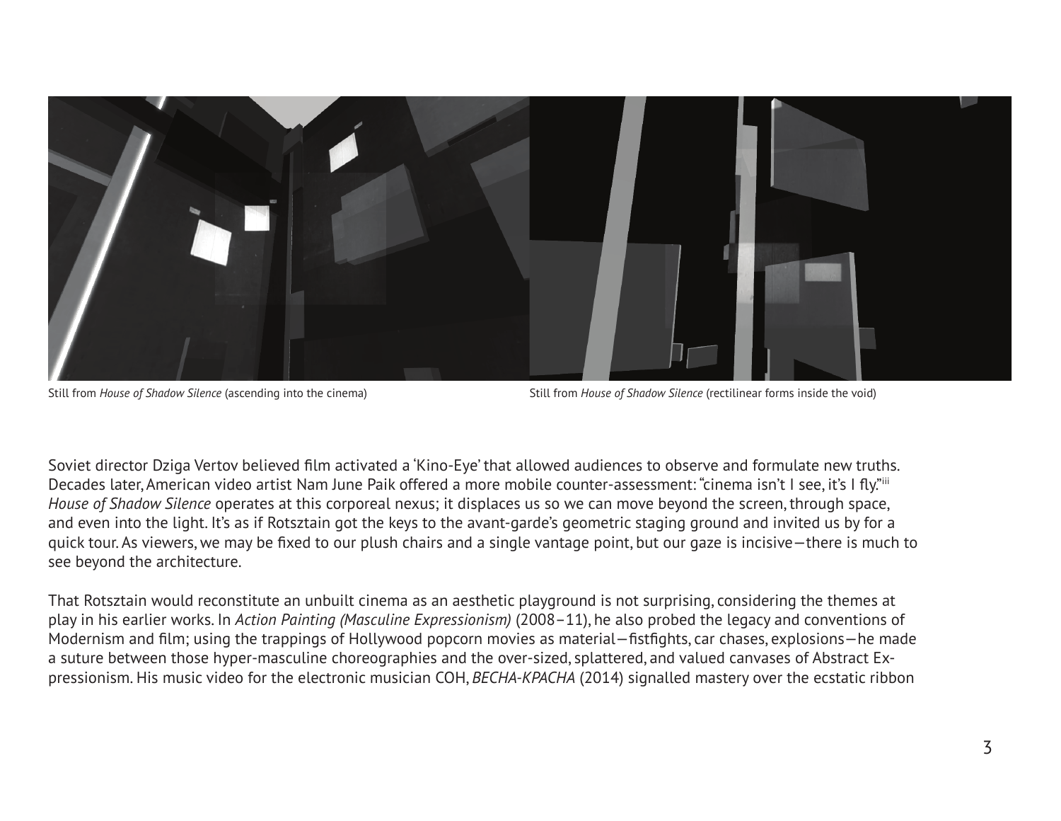Still from *House of Shadow Silence* (ascending into the cinema)

Still from *House of Shadow Silence* (rectilinear forms inside the void)

Soviet director Dziga Vertov believed film activated a 'Kino-Eye' that allowed audiences to observe and formulate new truths. Decades later, American video artist Nam June Paik offered a more mobile counter-assessment: "cinema isn't I see, it's I fly."[iii] *House of Shadow Silence* operates at this corporeal nexus; it displaces us so we can move beyond the screen, through space, and even into the light. It's as if Rotsztain got the keys to the avant-garde's geometric staging ground and invited us by for a quick tour. As viewers, we may be fixed to our plush chairs and a single vantage point, but our gaze is incisive—there is much to see beyond the architecture.

That Rotsztain would reconstitute an unbuilt cinema as an aesthetic playground is not surprising, considering the themes at play in his earlier works. In *Action Painting (Masculine Expressionism)* (2008–11), he also probed the legacy and conventions of Modernism and film; using the trappings of Hollywood popcorn movies as material—fistfights, car chases, explosions—he made a suture between those hyper-masculine choreographies and the over-sized, splattered, and valued canvases of Abstract Expressionism. His music video for the electronic musician СОН, *ВЕСНА-КРАСНА* (2014) signalled mastery over the ecstatic ribbon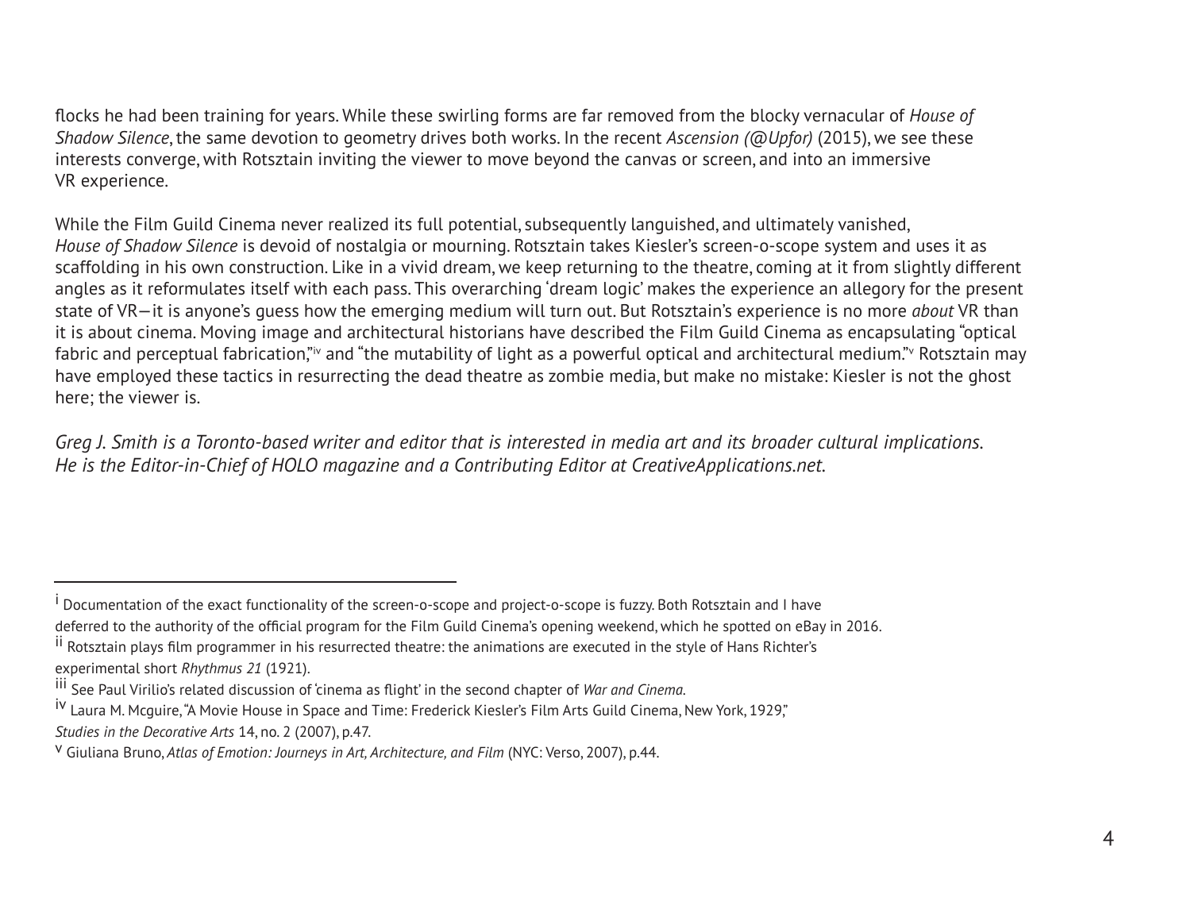flocks he had been training for years. While these swirling forms are far removed from the blocky vernacular of *House of Shadow Silence*, the same devotion to geometry drives both works. In the recent *Ascension (@Upfor)* (2015), we see these interests converge, with Rotsztain inviting the viewer to move beyond the canvas or screen, and into an immersive VR experience.

While the Film Guild Cinema never realized its full potential, subsequently languished, and ultimately vanished, *House of Shadow Silence* is devoid of nostalgia or mourning. Rotsztain takes Kiesler's screen-o-scope system and uses it as scaffolding in his own construction. Like in a vivid dream, we keep returning to the theatre, coming at it from slightly different angles as it reformulates itself with each pass. This overarching 'dream logic' makes the experience an allegory for the present state of VR—it is anyone's guess how the emerging medium will turn out. But Rotsztain's experience is no more *about* VR than it is about cinema. Moving image and architectural historians have described the Film Guild Cinema as encapsulating "optical fabric and perceptual fabrication,"[iv] and "the mutability of light as a powerful optical and architectural medium."[v] Rotsztain may have employed these tactics in resurrecting the dead theatre as zombie media, but make no mistake: Kiesler is not the ghost here; the viewer is.

*Greg J. Smith is a Toronto-based writer and editor that is interested in media art and its broader cultural implications. He is the Editor-in-Chief of HOLO magazine and a Contributing Editor at CreativeApplications.net.*

---

[i] Documentation of the exact functionality of the screen-o-scope and project-o-scope is fuzzy. Both Rotsztain and I have deferred to the authority of the official program for the Film Guild Cinema's opening weekend, which he spotted on eBay in 2016.

[ii] Rotsztain plays film programmer in his resurrected theatre: the animations are executed in the style of Hans Richter's experimental short *Rhythmus 21* (1921).

[iii] See Paul Virilio's related discussion of 'cinema as flight' in the second chapter of *War and Cinema*.

[iv] Laura M. Mcguire, "A Movie House in Space and Time: Frederick Kiesler's Film Arts Guild Cinema, New York, 1929," *Studies in the Decorative Arts* 14, no. 2 (2007), p.47.

[v] Giuliana Bruno, *Atlas of Emotion: Journeys in Art, Architecture, and Film* (NYC: Verso, 2007), p.44.